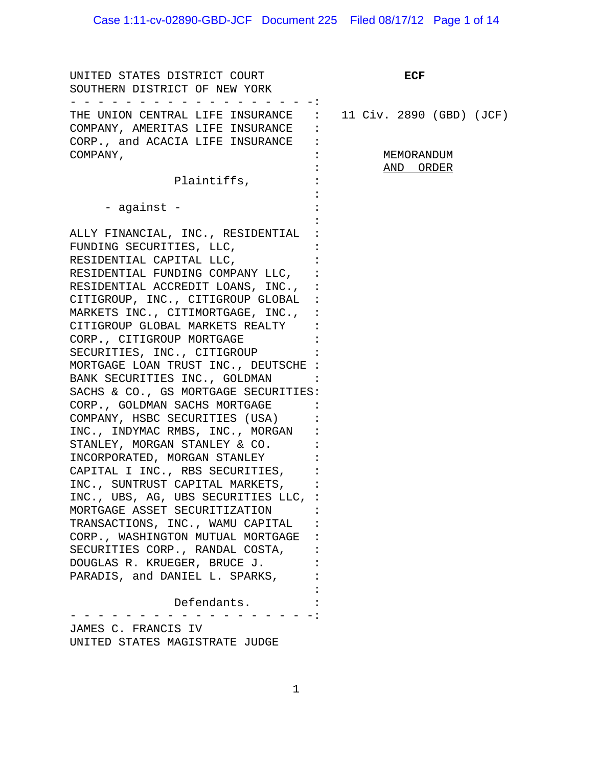UNITED STATES DISTRICT COURT
SOUTHERN DISTRICT OF NEW YORK

**ECF**

THE UNION CENTRAL LIFE INSURANCE COMPANY, AMERITAS LIFE INSURANCE CORP., and ACACIA LIFE INSURANCE COMPANY,

Plaintiffs,

- against -

ALLY FINANCIAL, INC., RESIDENTIAL FUNDING SECURITIES, LLC, RESIDENTIAL CAPITAL LLC, RESIDENTIAL FUNDING COMPANY LLC, RESIDENTIAL ACCREDIT LOANS, INC., CITIGROUP, INC., CITIGROUP GLOBAL MARKETS INC., CITIMORTGAGE, INC., CITIGROUP GLOBAL MARKETS REALTY CORP., CITIGROUP MORTGAGE SECURITIES, INC., CITIGROUP MORTGAGE LOAN TRUST INC., DEUTSCHE BANK SECURITIES INC., GOLDMAN SACHS & CO., GS MORTGAGE SECURITIES CORP., GOLDMAN SACHS MORTGAGE COMPANY, HSBC SECURITIES (USA) INC., INDYMAC RMBS, INC., MORGAN STANLEY, MORGAN STANLEY & CO. INCORPORATED, MORGAN STANLEY CAPITAL I INC., RBS SECURITIES, INC., SUNTRUST CAPITAL MARKETS, INC., UBS, AG, UBS SECURITIES LLC, MORTGAGE ASSET SECURITIZATION TRANSACTIONS, INC., WAMU CAPITAL CORP., WASHINGTON MUTUAL MORTGAGE SECURITIES CORP., RANDAL COSTA, DOUGLAS R. KRUEGER, BRUCE J. PARADIS, and DANIEL L. SPARKS,

Defendants.

11 Civ. 2890 (GBD) (JCF)

MEMORANDUM
AND ORDER

JAMES C. FRANCIS IV
UNITED STATES MAGISTRATE JUDGE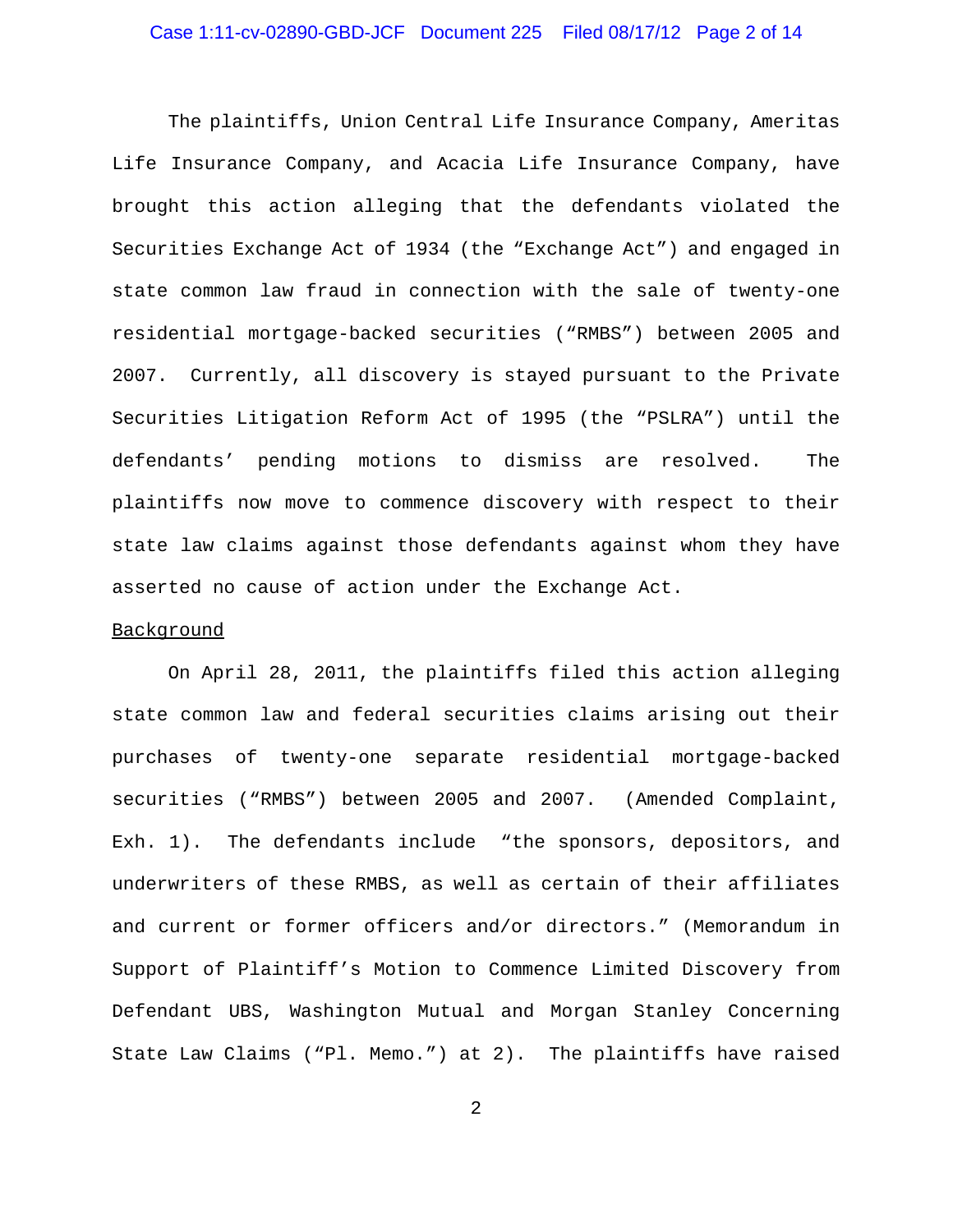The plaintiffs, Union Central Life Insurance Company, Ameritas Life Insurance Company, and Acacia Life Insurance Company, have brought this action alleging that the defendants violated the Securities Exchange Act of 1934 (the "Exchange Act") and engaged in state common law fraud in connection with the sale of twenty-one residential mortgage-backed securities ("RMBS") between 2005 and 2007. Currently, all discovery is stayed pursuant to the Private Securities Litigation Reform Act of 1995 (the "PSLRA") until the defendants' pending motions to dismiss are resolved. The plaintiffs now move to commence discovery with respect to their state law claims against those defendants against whom they have asserted no cause of action under the Exchange Act.

<u>Background</u>

On April 28, 2011, the plaintiffs filed this action alleging state common law and federal securities claims arising out their purchases of twenty-one separate residential mortgage-backed securities ("RMBS") between 2005 and 2007. (Amended Complaint, Exh. 1). The defendants include "the sponsors, depositors, and underwriters of these RMBS, as well as certain of their affiliates and current or former officers and/or directors." (Memorandum in Support of Plaintiff's Motion to Commence Limited Discovery from Defendant UBS, Washington Mutual and Morgan Stanley Concerning State Law Claims ("Pl. Memo.") at 2). The plaintiffs have raised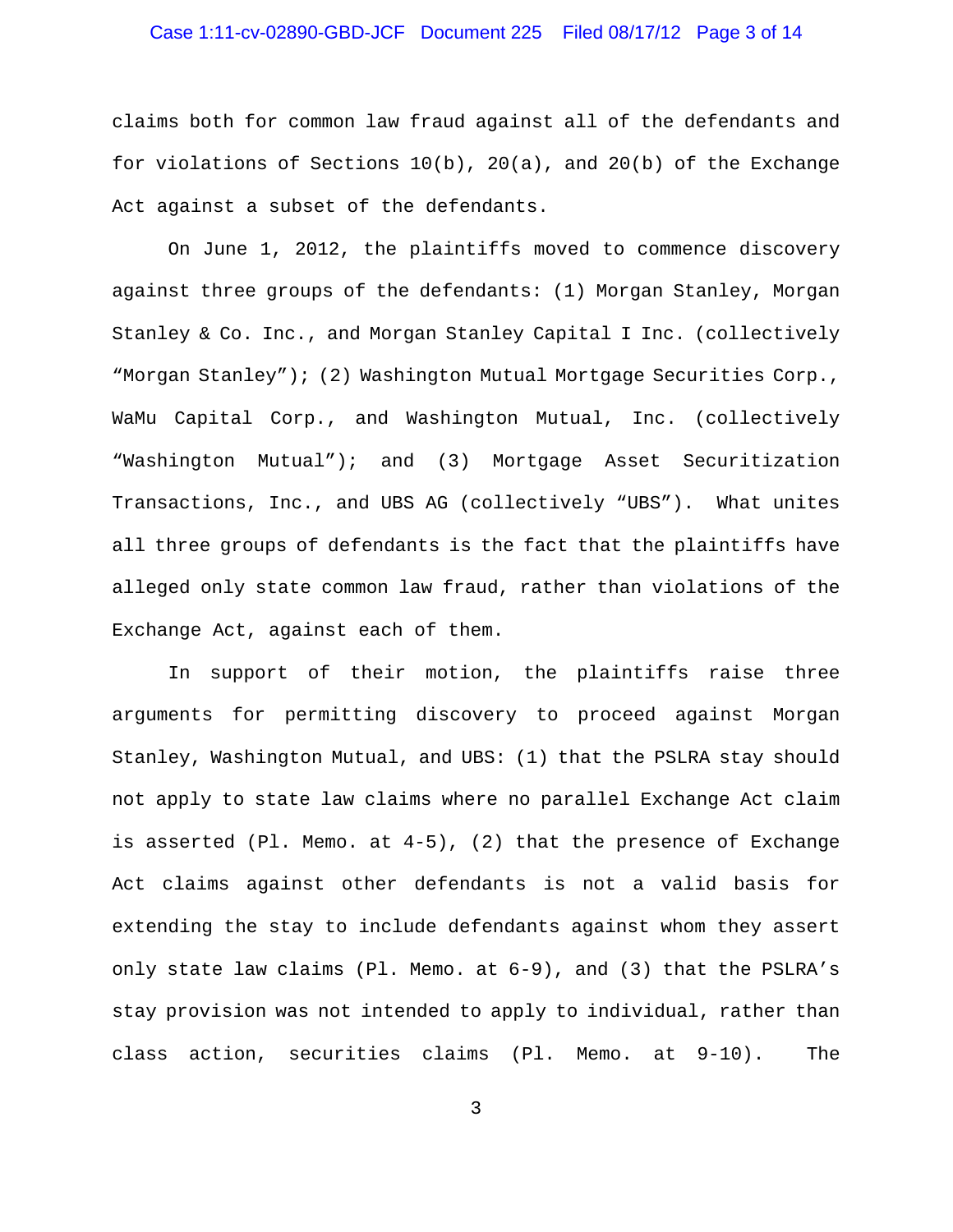claims both for common law fraud against all of the defendants and for violations of Sections 10(b), 20(a), and 20(b) of the Exchange Act against a subset of the defendants.

On June 1, 2012, the plaintiffs moved to commence discovery against three groups of the defendants: (1) Morgan Stanley, Morgan Stanley & Co. Inc., and Morgan Stanley Capital I Inc. (collectively "Morgan Stanley"); (2) Washington Mutual Mortgage Securities Corp., WaMu Capital Corp., and Washington Mutual, Inc. (collectively "Washington Mutual"); and (3) Mortgage Asset Securitization Transactions, Inc., and UBS AG (collectively "UBS"). What unites all three groups of defendants is the fact that the plaintiffs have alleged only state common law fraud, rather than violations of the Exchange Act, against each of them.

In support of their motion, the plaintiffs raise three arguments for permitting discovery to proceed against Morgan Stanley, Washington Mutual, and UBS: (1) that the PSLRA stay should not apply to state law claims where no parallel Exchange Act claim is asserted (Pl. Memo. at 4-5), (2) that the presence of Exchange Act claims against other defendants is not a valid basis for extending the stay to include defendants against whom they assert only state law claims (Pl. Memo. at 6-9), and (3) that the PSLRA's stay provision was not intended to apply to individual, rather than class action, securities claims (Pl. Memo. at 9-10). The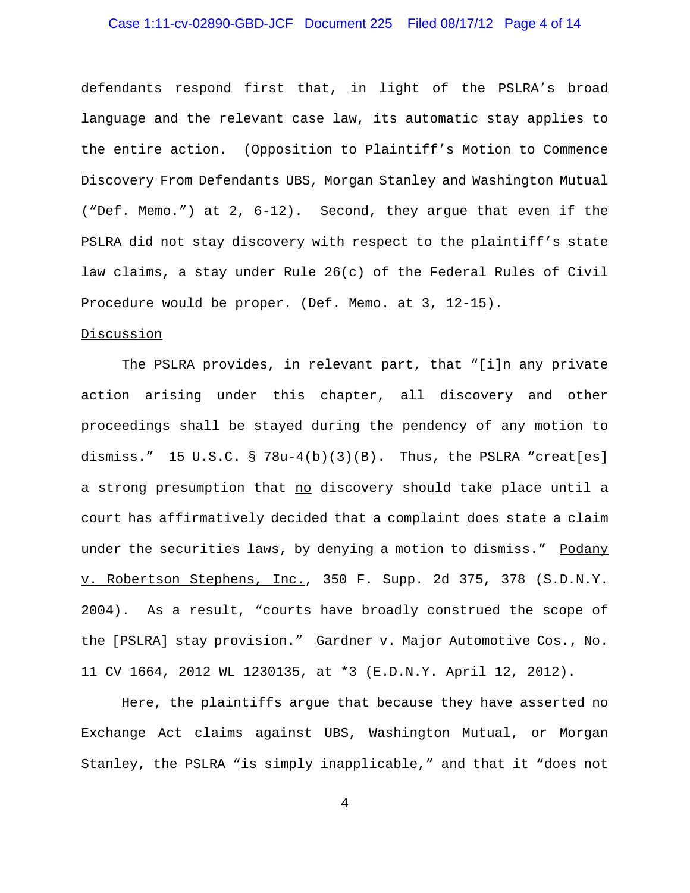defendants respond first that, in light of the PSLRA's broad language and the relevant case law, its automatic stay applies to the entire action. (Opposition to Plaintiff's Motion to Commence Discovery From Defendants UBS, Morgan Stanley and Washington Mutual ("Def. Memo.") at 2, 6-12). Second, they argue that even if the PSLRA did not stay discovery with respect to the plaintiff's state law claims, a stay under Rule 26(c) of the Federal Rules of Civil Procedure would be proper. (Def. Memo. at 3, 12-15).

Discussion

The PSLRA provides, in relevant part, that "[i]n any private action arising under this chapter, all discovery and other proceedings shall be stayed during the pendency of any motion to dismiss." 15 U.S.C. § 78u-4(b)(3)(B). Thus, the PSLRA "creat[es] a strong presumption that no discovery should take place until a court has affirmatively decided that a complaint does state a claim under the securities laws, by denying a motion to dismiss." Podany v. Robertson Stephens, Inc., 350 F. Supp. 2d 375, 378 (S.D.N.Y. 2004). As a result, "courts have broadly construed the scope of the [PSLRA] stay provision." Gardner v. Major Automotive Cos., No. 11 CV 1664, 2012 WL 1230135, at *3 (E.D.N.Y. April 12, 2012).

Here, the plaintiffs argue that because they have asserted no Exchange Act claims against UBS, Washington Mutual, or Morgan Stanley, the PSLRA "is simply inapplicable," and that it "does not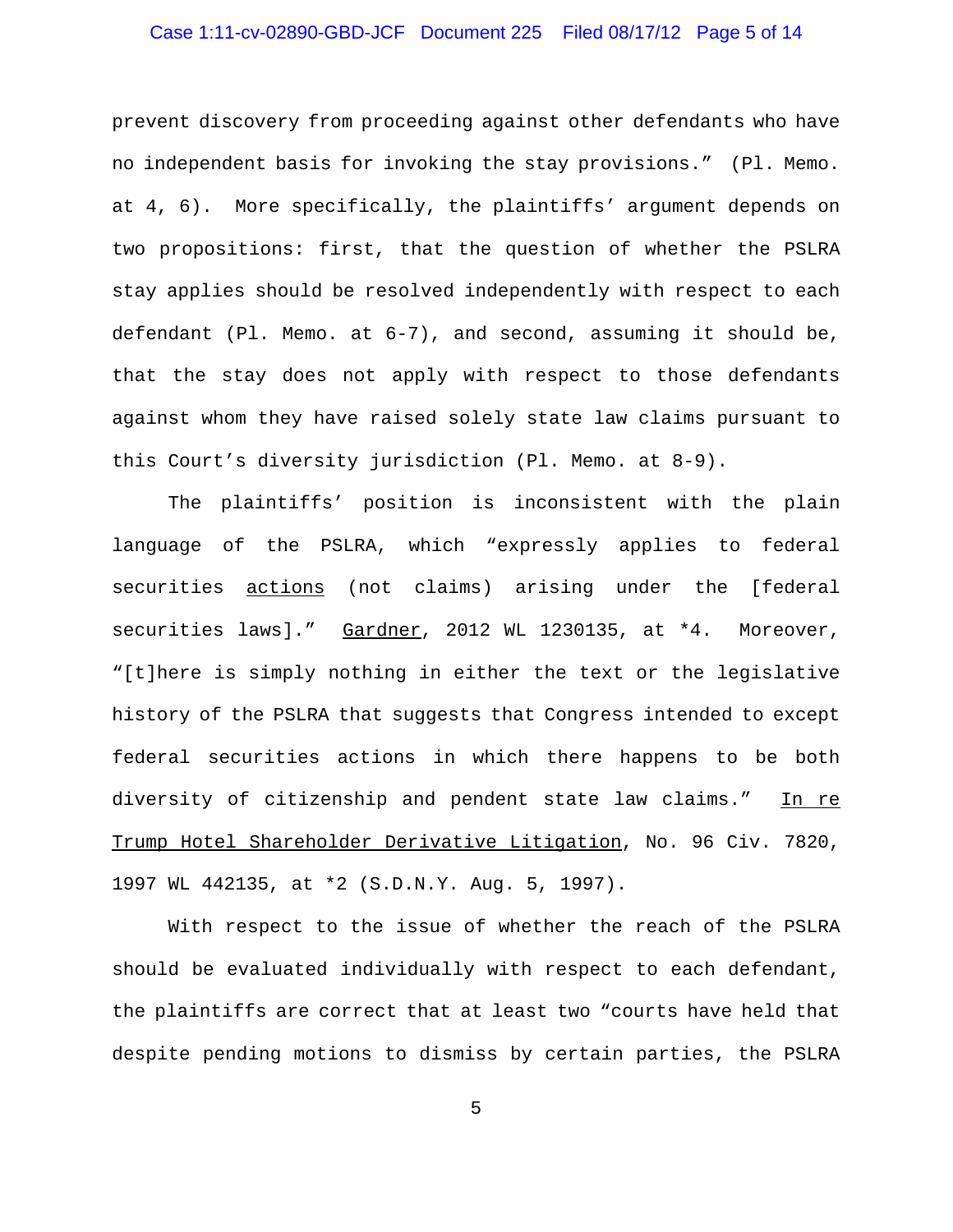prevent discovery from proceeding against other defendants who have no independent basis for invoking the stay provisions." (Pl. Memo. at 4, 6). More specifically, the plaintiffs' argument depends on two propositions: first, that the question of whether the PSLRA stay applies should be resolved independently with respect to each defendant (Pl. Memo. at 6-7), and second, assuming it should be, that the stay does not apply with respect to those defendants against whom they have raised solely state law claims pursuant to this Court's diversity jurisdiction (Pl. Memo. at 8-9).

The plaintiffs' position is inconsistent with the plain language of the PSLRA, which "expressly applies to federal securities actions (not claims) arising under the [federal securities laws]." Gardner, 2012 WL 1230135, at *4. Moreover, "[t]here is simply nothing in either the text or the legislative history of the PSLRA that suggests that Congress intended to except federal securities actions in which there happens to be both diversity of citizenship and pendent state law claims." In re Trump Hotel Shareholder Derivative Litigation, No. 96 Civ. 7820, 1997 WL 442135, at *2 (S.D.N.Y. Aug. 5, 1997).

With respect to the issue of whether the reach of the PSLRA should be evaluated individually with respect to each defendant, the plaintiffs are correct that at least two "courts have held that despite pending motions to dismiss by certain parties, the PSLRA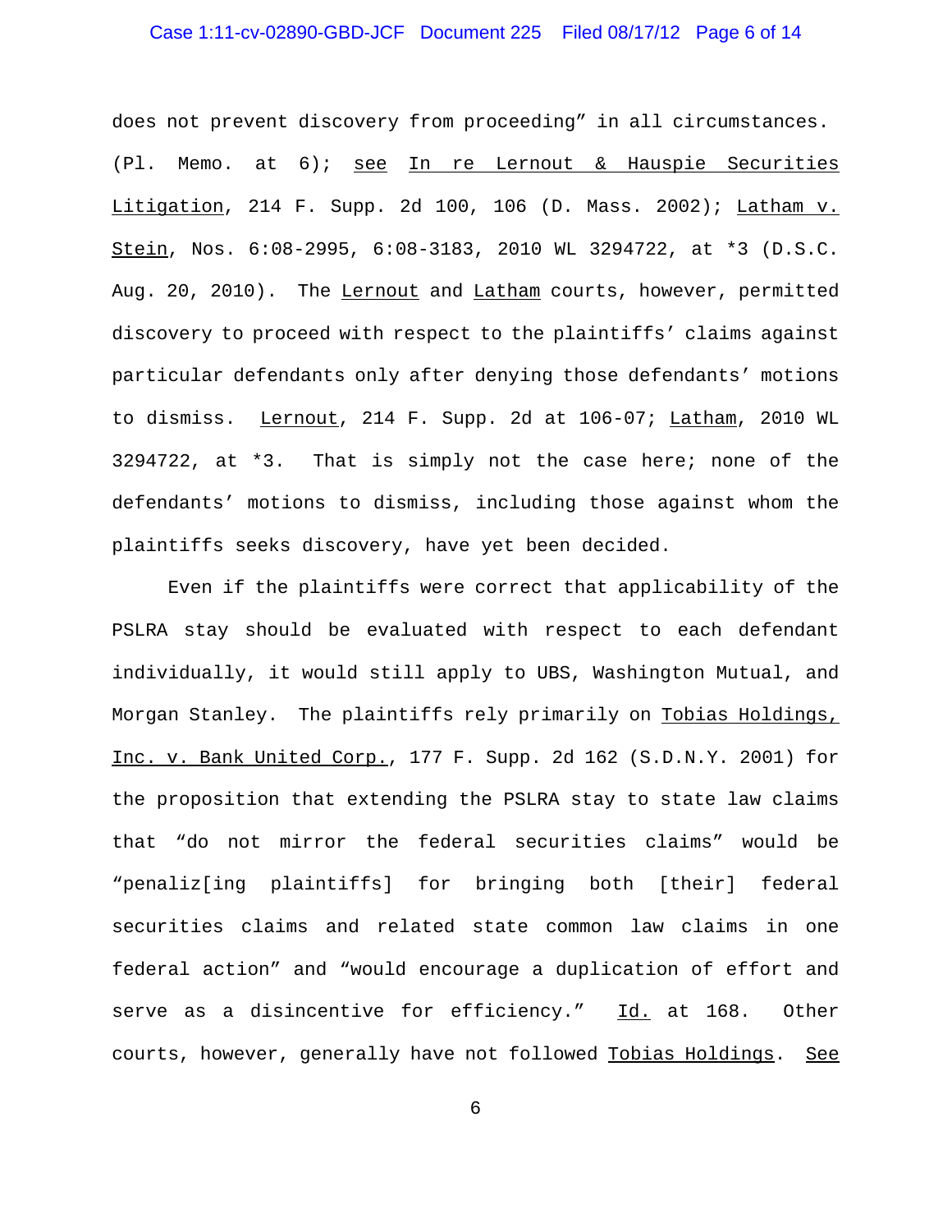does not prevent discovery from proceeding" in all circumstances. (Pl. Memo. at 6); see In re Lernout & Hauspie Securities Litigation, 214 F. Supp. 2d 100, 106 (D. Mass. 2002); Latham v. Stein, Nos. 6:08-2995, 6:08-3183, 2010 WL 3294722, at *3 (D.S.C. Aug. 20, 2010). The Lernout and Latham courts, however, permitted discovery to proceed with respect to the plaintiffs' claims against particular defendants only after denying those defendants' motions to dismiss. Lernout, 214 F. Supp. 2d at 106-07; Latham, 2010 WL 3294722, at *3. That is simply not the case here; none of the defendants' motions to dismiss, including those against whom the plaintiffs seeks discovery, have yet been decided.

Even if the plaintiffs were correct that applicability of the PSLRA stay should be evaluated with respect to each defendant individually, it would still apply to UBS, Washington Mutual, and Morgan Stanley. The plaintiffs rely primarily on Tobias Holdings, Inc. v. Bank United Corp., 177 F. Supp. 2d 162 (S.D.N.Y. 2001) for the proposition that extending the PSLRA stay to state law claims that "do not mirror the federal securities claims" would be "penaliz[ing plaintiffs] for bringing both [their] federal securities claims and related state common law claims in one federal action" and "would encourage a duplication of effort and serve as a disincentive for efficiency." Id. at 168. Other courts, however, generally have not followed Tobias Holdings. See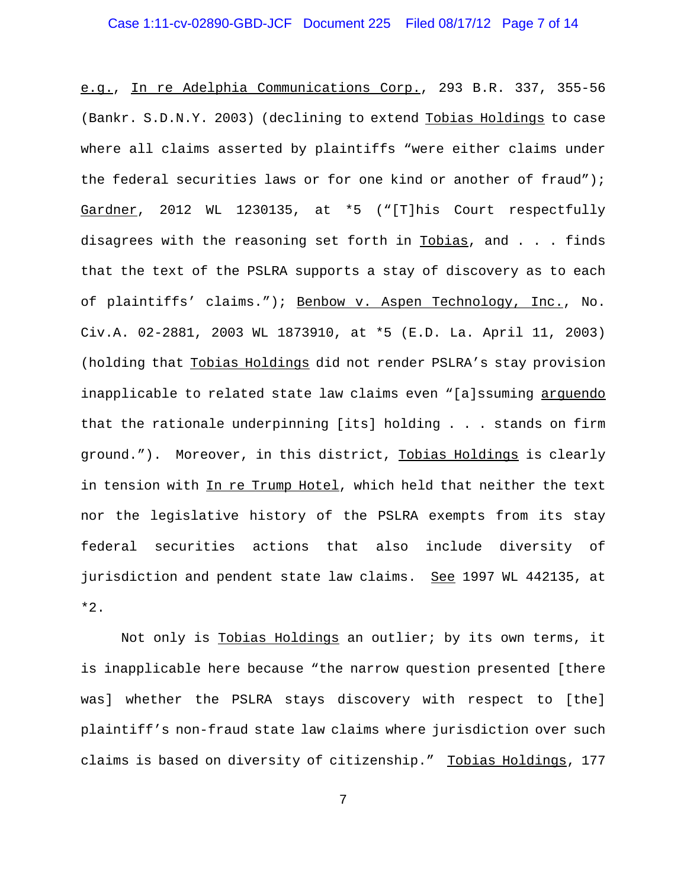e.g., In re Adelphia Communications Corp., 293 B.R. 337, 355-56 (Bankr. S.D.N.Y. 2003) (declining to extend Tobias Holdings to case where all claims asserted by plaintiffs "were either claims under the federal securities laws or for one kind or another of fraud"); Gardner, 2012 WL 1230135, at *5 ("[T]his Court respectfully disagrees with the reasoning set forth in Tobias, and . . . finds that the text of the PSLRA supports a stay of discovery as to each of plaintiffs' claims."); Benbow v. Aspen Technology, Inc., No. Civ.A. 02-2881, 2003 WL 1873910, at *5 (E.D. La. April 11, 2003) (holding that Tobias Holdings did not render PSLRA's stay provision inapplicable to related state law claims even "[a]ssuming arguendo that the rationale underpinning [its] holding . . . stands on firm ground."). Moreover, in this district, Tobias Holdings is clearly in tension with In re Trump Hotel, which held that neither the text nor the legislative history of the PSLRA exempts from its stay federal securities actions that also include diversity of jurisdiction and pendent state law claims. See 1997 WL 442135, at *2.

Not only is Tobias Holdings an outlier; by its own terms, it is inapplicable here because "the narrow question presented [there was] whether the PSLRA stays discovery with respect to [the] plaintiff's non-fraud state law claims where jurisdiction over such claims is based on diversity of citizenship." Tobias Holdings, 177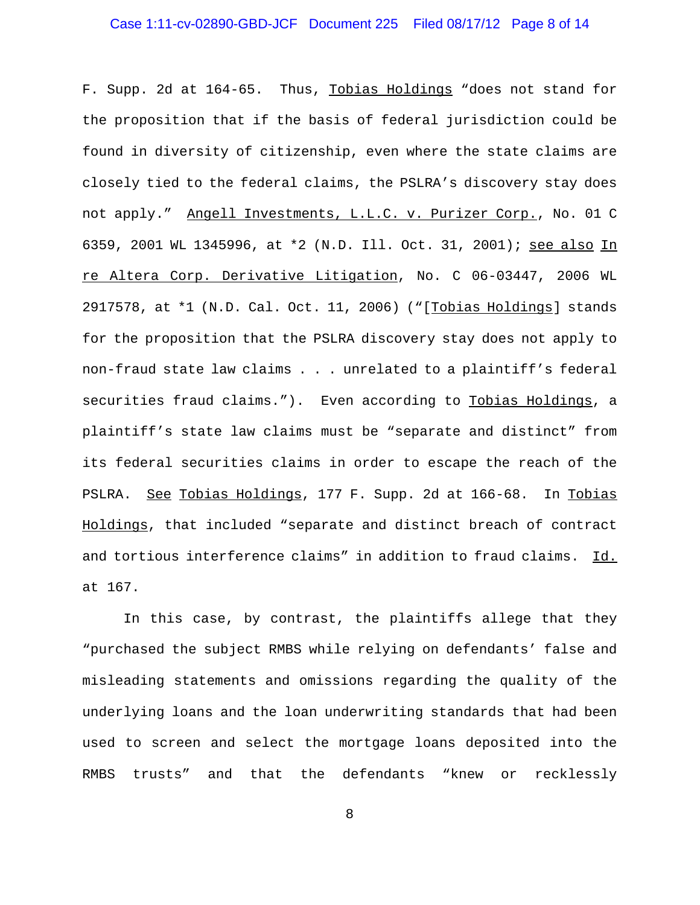F. Supp. 2d at 164-65. Thus, Tobias Holdings "does not stand for the proposition that if the basis of federal jurisdiction could be found in diversity of citizenship, even where the state claims are closely tied to the federal claims, the PSLRA's discovery stay does not apply." Angell Investments, L.L.C. v. Purizer Corp., No. 01 C 6359, 2001 WL 1345996, at *2 (N.D. Ill. Oct. 31, 2001); see also In re Altera Corp. Derivative Litigation, No. C 06-03447, 2006 WL 2917578, at *1 (N.D. Cal. Oct. 11, 2006) ("[Tobias Holdings] stands for the proposition that the PSLRA discovery stay does not apply to non-fraud state law claims . . . unrelated to a plaintiff's federal securities fraud claims."). Even according to Tobias Holdings, a plaintiff's state law claims must be "separate and distinct" from its federal securities claims in order to escape the reach of the PSLRA. See Tobias Holdings, 177 F. Supp. 2d at 166-68. In Tobias Holdings, that included "separate and distinct breach of contract and tortious interference claims" in addition to fraud claims. Id. at 167.

In this case, by contrast, the plaintiffs allege that they "purchased the subject RMBS while relying on defendants' false and misleading statements and omissions regarding the quality of the underlying loans and the loan underwriting standards that had been used to screen and select the mortgage loans deposited into the RMBS trusts" and that the defendants "knew or recklessly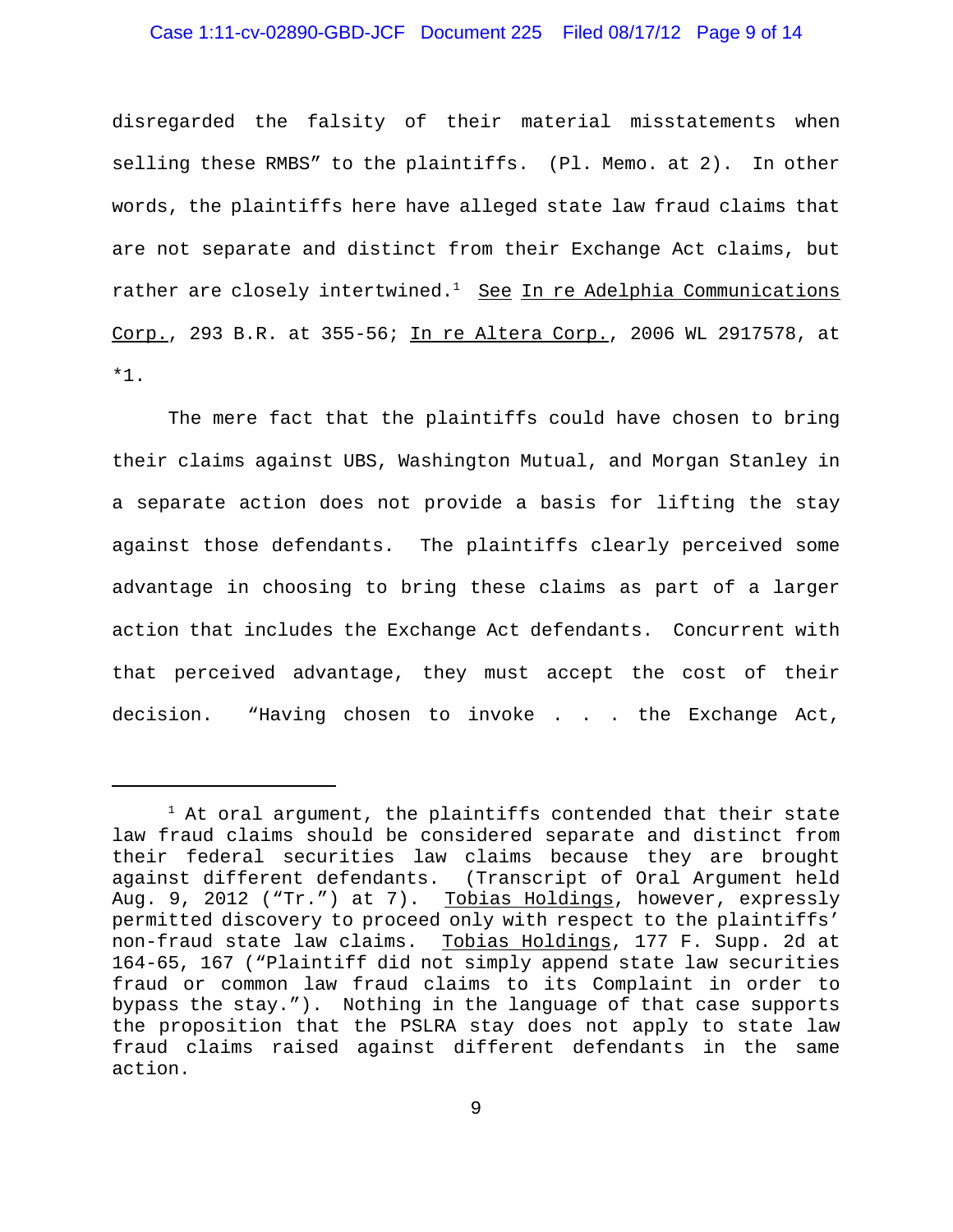disregarded the falsity of their material misstatements when selling these RMBS" to the plaintiffs. (Pl. Memo. at 2). In other words, the plaintiffs here have alleged state law fraud claims that are not separate and distinct from their Exchange Act claims, but rather are closely intertwined.[1] See In re Adelphia Communications Corp., 293 B.R. at 355-56; In re Altera Corp., 2006 WL 2917578, at *1.

The mere fact that the plaintiffs could have chosen to bring their claims against UBS, Washington Mutual, and Morgan Stanley in a separate action does not provide a basis for lifting the stay against those defendants. The plaintiffs clearly perceived some advantage in choosing to bring these claims as part of a larger action that includes the Exchange Act defendants. Concurrent with that perceived advantage, they must accept the cost of their decision. "Having chosen to invoke . . . the Exchange Act,

---

[1] At oral argument, the plaintiffs contended that their state law fraud claims should be considered separate and distinct from their federal securities law claims because they are brought against different defendants. (Transcript of Oral Argument held Aug. 9, 2012 ("Tr.") at 7). Tobias Holdings, however, expressly permitted discovery to proceed only with respect to the plaintiffs' non-fraud state law claims. Tobias Holdings, 177 F. Supp. 2d at 164-65, 167 ("Plaintiff did not simply append state law securities fraud or common law fraud claims to its Complaint in order to bypass the stay."). Nothing in the language of that case supports the proposition that the PSLRA stay does not apply to state law fraud claims raised against different defendants in the same action.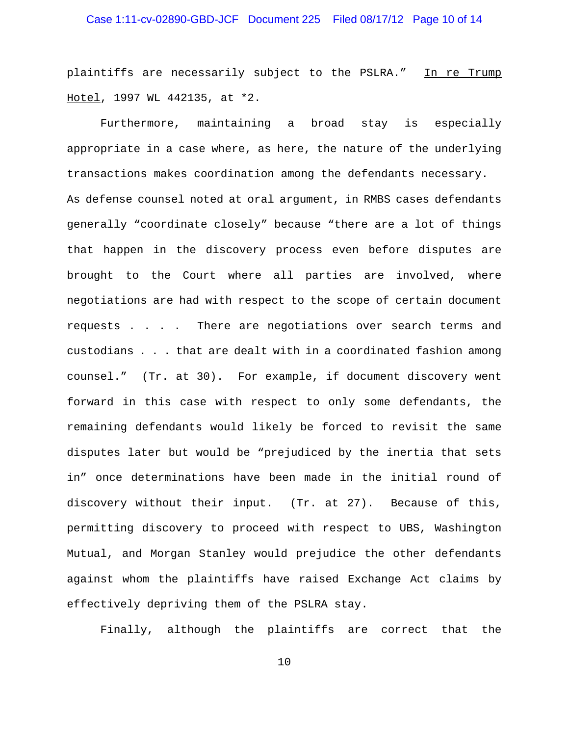plaintiffs are necessarily subject to the PSLRA." In re Trump Hotel, 1997 WL 442135, at *2.

Furthermore, maintaining a broad stay is especially appropriate in a case where, as here, the nature of the underlying transactions makes coordination among the defendants necessary. As defense counsel noted at oral argument, in RMBS cases defendants generally "coordinate closely" because "there are a lot of things that happen in the discovery process even before disputes are brought to the Court where all parties are involved, where negotiations are had with respect to the scope of certain document requests . . . . There are negotiations over search terms and custodians . . . that are dealt with in a coordinated fashion among counsel." (Tr. at 30). For example, if document discovery went forward in this case with respect to only some defendants, the remaining defendants would likely be forced to revisit the same disputes later but would be "prejudiced by the inertia that sets in" once determinations have been made in the initial round of discovery without their input. (Tr. at 27). Because of this, permitting discovery to proceed with respect to UBS, Washington Mutual, and Morgan Stanley would prejudice the other defendants against whom the plaintiffs have raised Exchange Act claims by effectively depriving them of the PSLRA stay.

Finally, although the plaintiffs are correct that the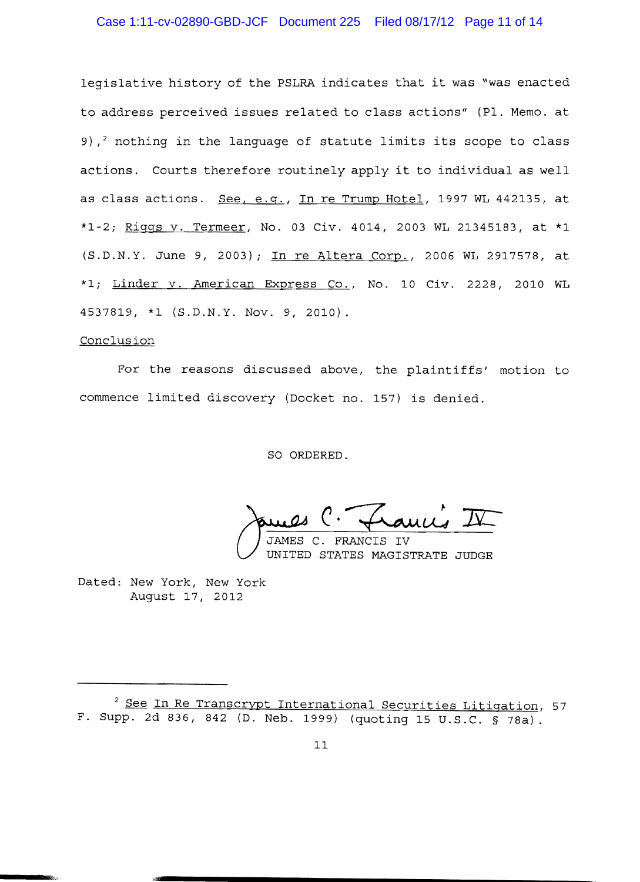legislative history of the PSLRA indicates that it was "was enacted to address perceived issues related to class actions" (Pl. Memo. at 9),[2] nothing in the language of statute limits its scope to class actions. Courts therefore routinely apply it to individual as well as class actions. See, e.g., In re Trump Hotel, 1997 WL 442135, at *1-2; Riggs v. Termeer, No. 03 Civ. 4014, 2003 WL 21345183, at *1 (S.D.N.Y. June 9, 2003); In re Altera Corp., 2006 WL 2917578, at *1; Linder v. American Express Co., No. 10 Civ. 2228, 2010 WL 4537819, *1 (S.D.N.Y. Nov. 9, 2010).

Conclusion

For the reasons discussed above, the plaintiffs' motion to commence limited discovery (Docket no. 157) is denied.

SO ORDERED.

JAMES C. FRANCIS IV
UNITED STATES MAGISTRATE JUDGE

Dated: New York, New York
August 17, 2012

---

[2] See In Re Transcrypt International Securities Litigation, 57 F. Supp. 2d 836, 842 (D. Neb. 1999) (quoting 15 U.S.C. § 78a).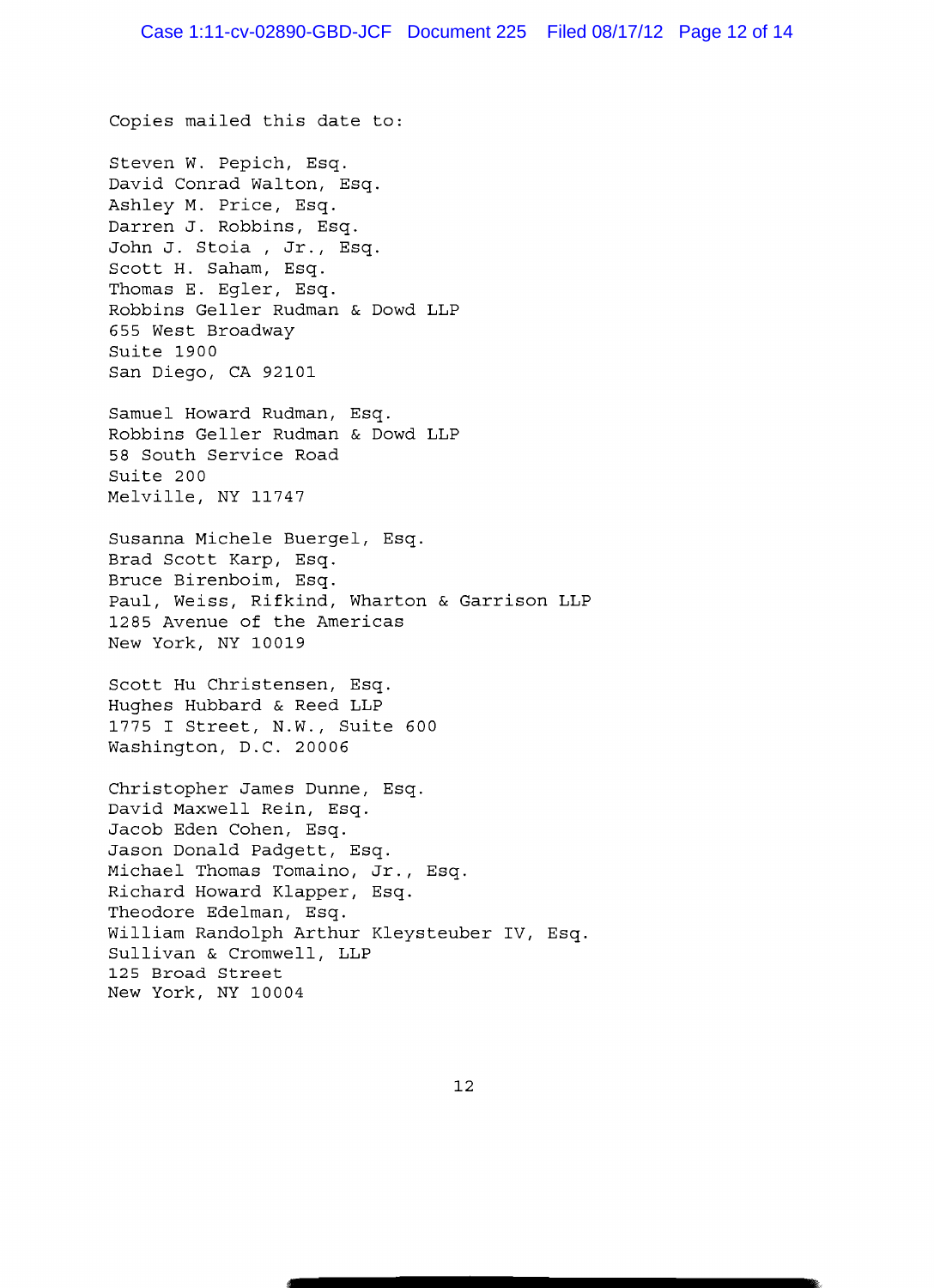Copies mailed this date to:

Steven W. Pepich, Esq.
David Conrad Walton, Esq.
Ashley M. Price, Esq.
Darren J. Robbins, Esq.
John J. Stoia , Jr., Esq.
Scott H. Saham, Esq.
Thomas E. Egler, Esq.
Robbins Geller Rudman & Dowd LLP
655 West Broadway
Suite 1900
San Diego, CA 92101

Samuel Howard Rudman, Esq.
Robbins Geller Rudman & Dowd LLP
58 South Service Road
Suite 200
Melville, NY 11747

Susanna Michele Buergel, Esq.
Brad Scott Karp, Esq.
Bruce Birenboim, Esq.
Paul, Weiss, Rifkind, Wharton & Garrison LLP
1285 Avenue of the Americas
New York, NY 10019

Scott Hu Christensen, Esq.
Hughes Hubbard & Reed LLP
1775 I Street, N.W., Suite 600
Washington, D.C. 20006

Christopher James Dunne, Esq.
David Maxwell Rein, Esq.
Jacob Eden Cohen, Esq.
Jason Donald Padgett, Esq.
Michael Thomas Tomaino, Jr., Esq.
Richard Howard Klapper, Esq.
Theodore Edelman, Esq.
William Randolph Arthur Kleysteuber IV, Esq.
Sullivan & Cromwell, LLP
125 Broad Street
New York, NY 10004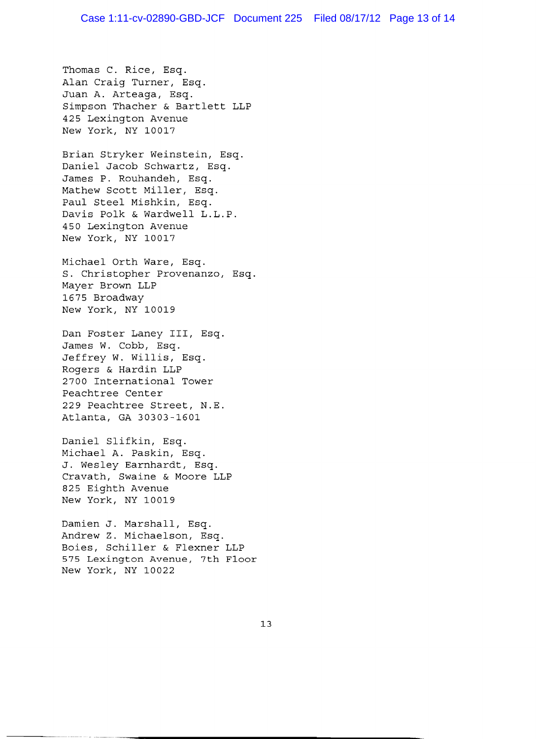Thomas C. Rice, Esq.
Alan Craig Turner, Esq.
Juan A. Arteaga, Esq.
Simpson Thacher & Bartlett LLP
425 Lexington Avenue
New York, NY 10017

Brian Stryker Weinstein, Esq.
Daniel Jacob Schwartz, Esq.
James P. Rouhandeh, Esq.
Mathew Scott Miller, Esq.
Paul Steel Mishkin, Esq.
Davis Polk & Wardwell L.L.P.
450 Lexington Avenue
New York, NY 10017

Michael Orth Ware, Esq.
S. Christopher Provenanzo, Esq.
Mayer Brown LLP
1675 Broadway
New York, NY 10019

Dan Foster Laney III, Esq.
James W. Cobb, Esq.
Jeffrey W. Willis, Esq.
Rogers & Hardin LLP
2700 International Tower
Peachtree Center
229 Peachtree Street, N.E.
Atlanta, GA 30303-1601

Daniel Slifkin, Esq.
Michael A. Paskin, Esq.
J. Wesley Earnhardt, Esq.
Cravath, Swaine & Moore LLP
825 Eighth Avenue
New York, NY 10019

Damien J. Marshall, Esq.
Andrew Z. Michaelson, Esq.
Boies, Schiller & Flexner LLP
575 Lexington Avenue, 7th Floor
New York, NY 10022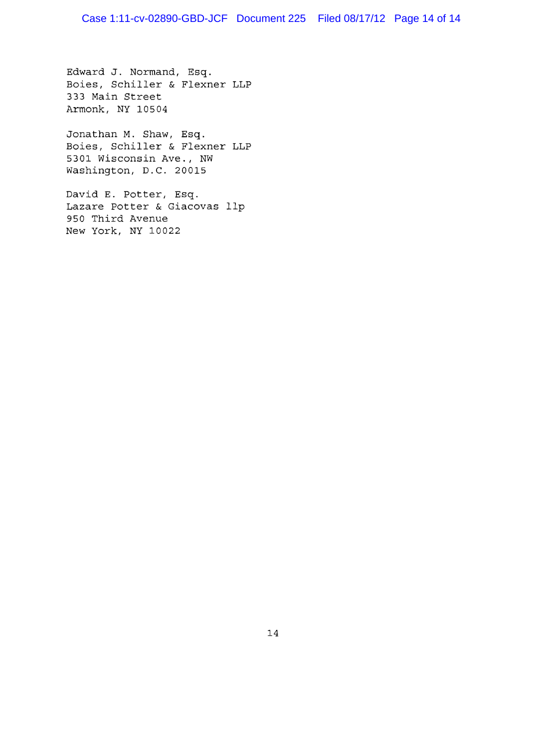Edward J. Normand, Esq.
Boies, Schiller & Flexner LLP
333 Main Street
Armonk, NY 10504

Jonathan M. Shaw, Esq.
Boies, Schiller & Flexner LLP
5301 Wisconsin Ave., NW
Washington, D.C. 20015

David E. Potter, Esq.
Lazare Potter & Giacovas llp
950 Third Avenue
New York, NY 10022